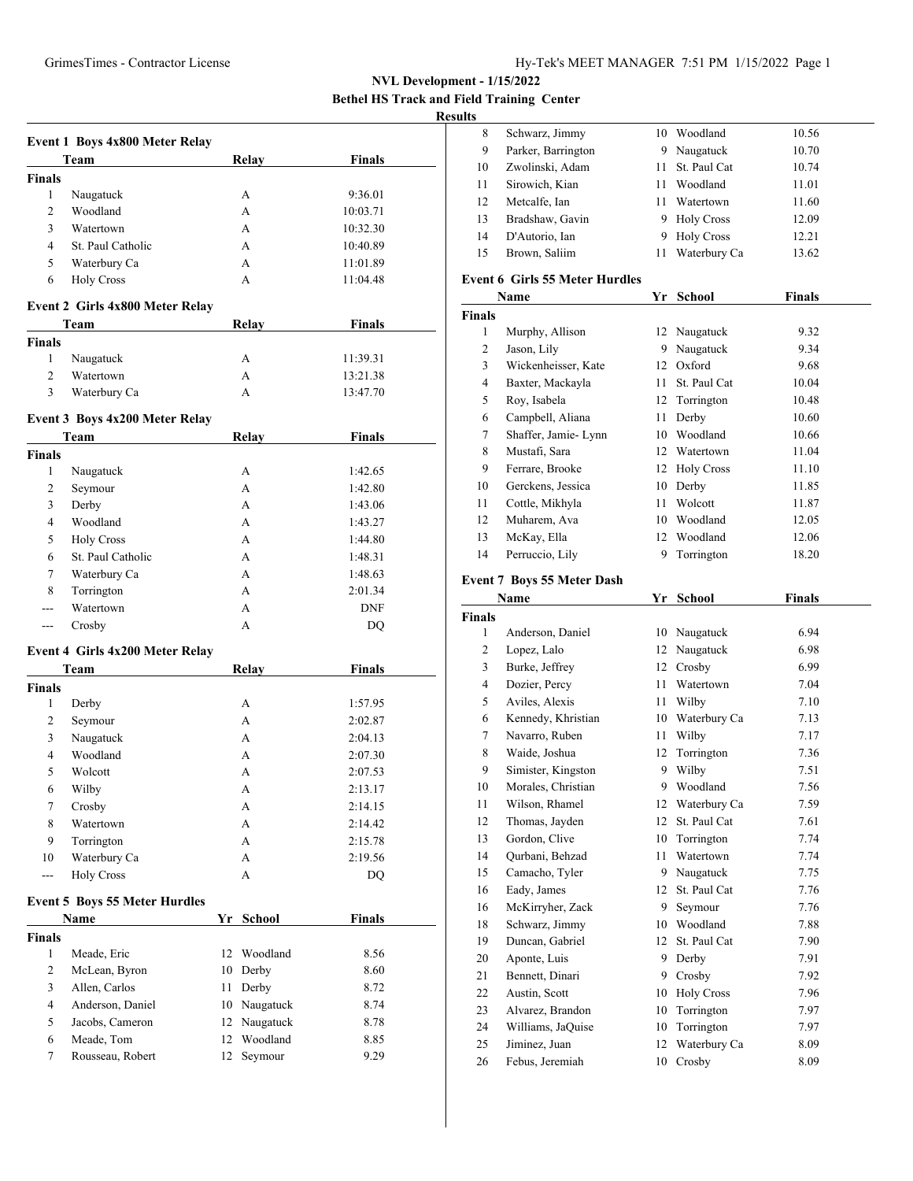**NVL Development - 1/15/2022**
**Bethel HS Track and Field Training Center**
**Results**

### Event 1 Boys 4x800 Meter Relay

| | Team | Relay | Finals |
|---|---|---|---|
| **Finals** | | | |
| 1 | Naugatuck | A | 9:36.01 |
| 2 | Woodland | A | 10:03.71 |
| 3 | Watertown | A | 10:32.30 |
| 4 | St. Paul Catholic | A | 10:40.89 |
| 5 | Waterbury Ca | A | 11:01.89 |
| 6 | Holy Cross | A | 11:04.48 |

### Event 2 Girls 4x800 Meter Relay

| | Team | Relay | Finals |
|---|---|---|---|
| **Finals** | | | |
| 1 | Naugatuck | A | 11:39.31 |
| 2 | Watertown | A | 13:21.38 |
| 3 | Waterbury Ca | A | 13:47.70 |

### Event 3 Boys 4x200 Meter Relay

| | Team | Relay | Finals |
|---|---|---|---|
| **Finals** | | | |
| 1 | Naugatuck | A | 1:42.65 |
| 2 | Seymour | A | 1:42.80 |
| 3 | Derby | A | 1:43.06 |
| 4 | Woodland | A | 1:43.27 |
| 5 | Holy Cross | A | 1:44.80 |
| 6 | St. Paul Catholic | A | 1:48.31 |
| 7 | Waterbury Ca | A | 1:48.63 |
| 8 | Torrington | A | 2:01.34 |
| --- | Watertown | A | DNF |
| --- | Crosby | A | DQ |

### Event 4 Girls 4x200 Meter Relay

| | Team | Relay | Finals |
|---|---|---|---|
| **Finals** | | | |
| 1 | Derby | A | 1:57.95 |
| 2 | Seymour | A | 2:02.87 |
| 3 | Naugatuck | A | 2:04.13 |
| 4 | Woodland | A | 2:07.30 |
| 5 | Wolcott | A | 2:07.53 |
| 6 | Wilby | A | 2:13.17 |
| 7 | Crosby | A | 2:14.15 |
| 8 | Watertown | A | 2:14.42 |
| 9 | Torrington | A | 2:15.78 |
| 10 | Waterbury Ca | A | 2:19.56 |
| --- | Holy Cross | A | DQ |

### Event 5 Boys 55 Meter Hurdles

| | Name | Yr | School | Finals |
|---|---|---|---|---|
| **Finals** | | | | |
| 1 | Meade, Eric | 12 | Woodland | 8.56 |
| 2 | McLean, Byron | 10 | Derby | 8.60 |
| 3 | Allen, Carlos | 11 | Derby | 8.72 |
| 4 | Anderson, Daniel | 10 | Naugatuck | 8.74 |
| 5 | Jacobs, Cameron | 12 | Naugatuck | 8.78 |
| 6 | Meade, Tom | 12 | Woodland | 8.85 |
| 7 | Rousseau, Robert | 12 | Seymour | 9.29 |
| 8 | Schwarz, Jimmy | 10 | Woodland | 10.56 |
| 9 | Parker, Barrington | 9 | Naugatuck | 10.70 |
| 10 | Zwolinski, Adam | 11 | St. Paul Cat | 10.74 |
| 11 | Sirowich, Kian | 11 | Woodland | 11.01 |
| 12 | Metcalfe, Ian | 11 | Watertown | 11.60 |
| 13 | Bradshaw, Gavin | 9 | Holy Cross | 12.09 |
| 14 | D'Autorio, Ian | 9 | Holy Cross | 12.21 |
| 15 | Brown, Saliim | 11 | Waterbury Ca | 13.62 |

### Event 6 Girls 55 Meter Hurdles

| | Name | Yr | School | Finals |
|---|---|---|---|---|
| **Finals** | | | | |
| 1 | Murphy, Allison | 12 | Naugatuck | 9.32 |
| 2 | Jason, Lily | 9 | Naugatuck | 9.34 |
| 3 | Wickenheisser, Kate | 12 | Oxford | 9.68 |
| 4 | Baxter, Mackayla | 11 | St. Paul Cat | 10.04 |
| 5 | Roy, Isabela | 12 | Torrington | 10.48 |
| 6 | Campbell, Aliana | 11 | Derby | 10.60 |
| 7 | Shaffer, Jamie- Lynn | 10 | Woodland | 10.66 |
| 8 | Mustafi, Sara | 12 | Watertown | 11.04 |
| 9 | Ferrare, Brooke | 12 | Holy Cross | 11.10 |
| 10 | Gerckens, Jessica | 10 | Derby | 11.85 |
| 11 | Cottle, Mikhyla | 11 | Wolcott | 11.87 |
| 12 | Muharem, Ava | 10 | Woodland | 12.05 |
| 13 | McKay, Ella | 12 | Woodland | 12.06 |
| 14 | Perruccio, Lily | 9 | Torrington | 18.20 |

### Event 7 Boys 55 Meter Dash

| | Name | Yr | School | Finals |
|---|---|---|---|---|
| **Finals** | | | | |
| 1 | Anderson, Daniel | 10 | Naugatuck | 6.94 |
| 2 | Lopez, Lalo | 12 | Naugatuck | 6.98 |
| 3 | Burke, Jeffrey | 12 | Crosby | 6.99 |
| 4 | Dozier, Percy | 11 | Watertown | 7.04 |
| 5 | Aviles, Alexis | 11 | Wilby | 7.10 |
| 6 | Kennedy, Khristian | 10 | Waterbury Ca | 7.13 |
| 7 | Navarro, Ruben | 11 | Wilby | 7.17 |
| 8 | Waide, Joshua | 12 | Torrington | 7.36 |
| 9 | Simister, Kingston | 9 | Wilby | 7.51 |
| 10 | Morales, Christian | 9 | Woodland | 7.56 |
| 11 | Wilson, Rhamel | 12 | Waterbury Ca | 7.59 |
| 12 | Thomas, Jayden | 12 | St. Paul Cat | 7.61 |
| 13 | Gordon, Clive | 10 | Torrington | 7.74 |
| 14 | Qurbani, Behzad | 11 | Watertown | 7.74 |
| 15 | Camacho, Tyler | 9 | Naugatuck | 7.75 |
| 16 | Eady, James | 12 | St. Paul Cat | 7.76 |
| 16 | McKirryher, Zack | 9 | Seymour | 7.76 |
| 18 | Schwarz, Jimmy | 10 | Woodland | 7.88 |
| 19 | Duncan, Gabriel | 12 | St. Paul Cat | 7.90 |
| 20 | Aponte, Luis | 9 | Derby | 7.91 |
| 21 | Bennett, Dinari | 9 | Crosby | 7.92 |
| 22 | Austin, Scott | 10 | Holy Cross | 7.96 |
| 23 | Alvarez, Brandon | 10 | Torrington | 7.97 |
| 24 | Williams, JaQuise | 10 | Torrington | 7.97 |
| 25 | Jiminez, Juan | 12 | Waterbury Ca | 8.09 |
| 26 | Febus, Jeremiah | 10 | Crosby | 8.09 |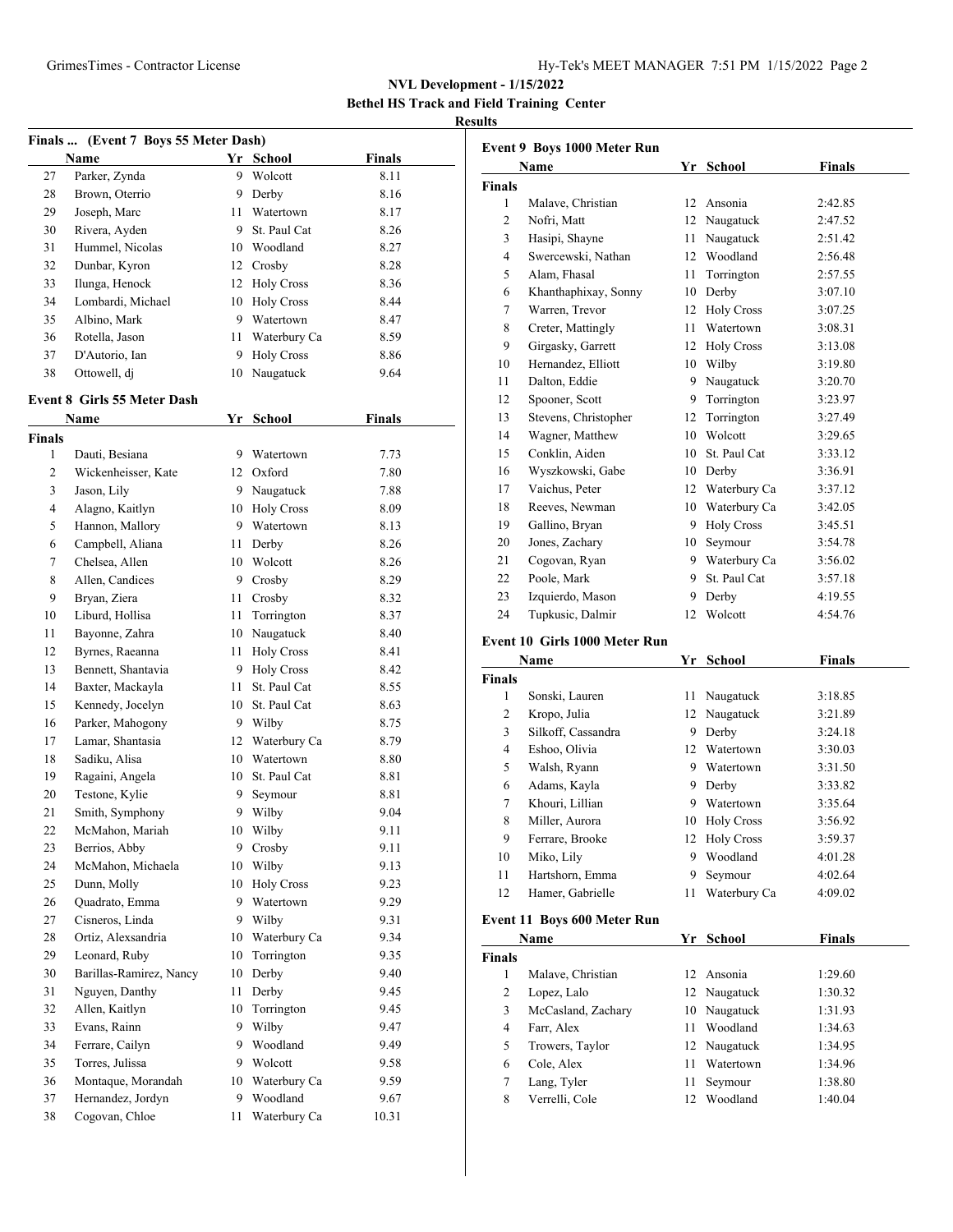**NVL Development - 1/15/2022**
**Bethel HS Track and Field Training Center**
**Results**

### Finals ... (Event 7 Boys 55 Meter Dash)

| | Name | Yr | School | Finals |
|---|---|---|---|---|
| 27 | Parker, Zynda | 9 | Wolcott | 8.11 |
| 28 | Brown, Oterrio | 9 | Derby | 8.16 |
| 29 | Joseph, Marc | 11 | Watertown | 8.17 |
| 30 | Rivera, Ayden | 9 | St. Paul Cat | 8.26 |
| 31 | Hummel, Nicolas | 10 | Woodland | 8.27 |
| 32 | Dunbar, Kyron | 12 | Crosby | 8.28 |
| 33 | Ilunga, Henock | 12 | Holy Cross | 8.36 |
| 34 | Lombardi, Michael | 10 | Holy Cross | 8.44 |
| 35 | Albino, Mark | 9 | Watertown | 8.47 |
| 36 | Rotella, Jason | 11 | Waterbury Ca | 8.59 |
| 37 | D'Autorio, Ian | 9 | Holy Cross | 8.86 |
| 38 | Ottowell, dj | 10 | Naugatuck | 9.64 |

### Event 8 Girls 55 Meter Dash

| | Name | Yr | School | Finals |
|---|---|---|---|---|
| **Finals** | | | | |
| 1 | Dauti, Besiana | 9 | Watertown | 7.73 |
| 2 | Wickenheisser, Kate | 12 | Oxford | 7.80 |
| 3 | Jason, Lily | 9 | Naugatuck | 7.88 |
| 4 | Alagno, Kaitlyn | 10 | Holy Cross | 8.09 |
| 5 | Hannon, Mallory | 9 | Watertown | 8.13 |
| 6 | Campbell, Aliana | 11 | Derby | 8.26 |
| 7 | Chelsea, Allen | 10 | Wolcott | 8.26 |
| 8 | Allen, Candices | 9 | Crosby | 8.29 |
| 9 | Bryan, Ziera | 11 | Crosby | 8.32 |
| 10 | Liburd, Hollisa | 11 | Torrington | 8.37 |
| 11 | Bayonne, Zahra | 10 | Naugatuck | 8.40 |
| 12 | Byrnes, Raeanna | 11 | Holy Cross | 8.41 |
| 13 | Bennett, Shantavia | 9 | Holy Cross | 8.42 |
| 14 | Baxter, Mackayla | 11 | St. Paul Cat | 8.55 |
| 15 | Kennedy, Jocelyn | 10 | St. Paul Cat | 8.63 |
| 16 | Parker, Mahogony | 9 | Wilby | 8.75 |
| 17 | Lamar, Shantasia | 12 | Waterbury Ca | 8.79 |
| 18 | Sadiku, Alisa | 10 | Watertown | 8.80 |
| 19 | Ragaini, Angela | 10 | St. Paul Cat | 8.81 |
| 20 | Testone, Kylie | 9 | Seymour | 8.81 |
| 21 | Smith, Symphony | 9 | Wilby | 9.04 |
| 22 | McMahon, Mariah | 10 | Wilby | 9.11 |
| 23 | Berrios, Abby | 9 | Crosby | 9.11 |
| 24 | McMahon, Michaela | 10 | Wilby | 9.13 |
| 25 | Dunn, Molly | 10 | Holy Cross | 9.23 |
| 26 | Quadrato, Emma | 9 | Watertown | 9.29 |
| 27 | Cisneros, Linda | 9 | Wilby | 9.31 |
| 28 | Ortiz, Alexsandria | 10 | Waterbury Ca | 9.34 |
| 29 | Leonard, Ruby | 10 | Torrington | 9.35 |
| 30 | Barillas-Ramirez, Nancy | 10 | Derby | 9.40 |
| 31 | Nguyen, Danthy | 11 | Derby | 9.45 |
| 32 | Allen, Kaitlyn | 10 | Torrington | 9.45 |
| 33 | Evans, Rainn | 9 | Wilby | 9.47 |
| 34 | Ferrare, Cailyn | 9 | Woodland | 9.49 |
| 35 | Torres, Julissa | 9 | Wolcott | 9.58 |
| 36 | Montaque, Morandah | 10 | Waterbury Ca | 9.59 |
| 37 | Hernandez, Jordyn | 9 | Woodland | 9.67 |
| 38 | Cogovan, Chloe | 11 | Waterbury Ca | 10.31 |

### Event 9 Boys 1000 Meter Run

| | Name | Yr | School | Finals |
|---|---|---|---|---|
| **Finals** | | | | |
| 1 | Malave, Christian | 12 | Ansonia | 2:42.85 |
| 2 | Nofri, Matt | 12 | Naugatuck | 2:47.52 |
| 3 | Hasipi, Shayne | 11 | Naugatuck | 2:51.42 |
| 4 | Swercewski, Nathan | 12 | Woodland | 2:56.48 |
| 5 | Alam, Fhasal | 11 | Torrington | 2:57.55 |
| 6 | Khanthaphixay, Sonny | 10 | Derby | 3:07.10 |
| 7 | Warren, Trevor | 12 | Holy Cross | 3:07.25 |
| 8 | Creter, Mattingly | 11 | Watertown | 3:08.31 |
| 9 | Girgasky, Garrett | 12 | Holy Cross | 3:13.08 |
| 10 | Hernandez, Elliott | 10 | Wilby | 3:19.80 |
| 11 | Dalton, Eddie | 9 | Naugatuck | 3:20.70 |
| 12 | Spooner, Scott | 9 | Torrington | 3:23.97 |
| 13 | Stevens, Christopher | 12 | Torrington | 3:27.49 |
| 14 | Wagner, Matthew | 10 | Wolcott | 3:29.65 |
| 15 | Conklin, Aiden | 10 | St. Paul Cat | 3:33.12 |
| 16 | Wyszkowski, Gabe | 10 | Derby | 3:36.91 |
| 17 | Vaichus, Peter | 12 | Waterbury Ca | 3:37.12 |
| 18 | Reeves, Newman | 10 | Waterbury Ca | 3:42.05 |
| 19 | Gallino, Bryan | 9 | Holy Cross | 3:45.51 |
| 20 | Jones, Zachary | 10 | Seymour | 3:54.78 |
| 21 | Cogovan, Ryan | 9 | Waterbury Ca | 3:56.02 |
| 22 | Poole, Mark | 9 | St. Paul Cat | 3:57.18 |
| 23 | Izquierdo, Mason | 9 | Derby | 4:19.55 |
| 24 | Tupkusic, Dalmir | 12 | Wolcott | 4:54.76 |

### Event 10 Girls 1000 Meter Run

| | Name | Yr | School | Finals |
|---|---|---|---|---|
| **Finals** | | | | |
| 1 | Sonski, Lauren | 11 | Naugatuck | 3:18.85 |
| 2 | Kropo, Julia | 12 | Naugatuck | 3:21.89 |
| 3 | Silkoff, Cassandra | 9 | Derby | 3:24.18 |
| 4 | Eshoo, Olivia | 12 | Watertown | 3:30.03 |
| 5 | Walsh, Ryann | 9 | Watertown | 3:31.50 |
| 6 | Adams, Kayla | 9 | Derby | 3:33.82 |
| 7 | Khouri, Lillian | 9 | Watertown | 3:35.64 |
| 8 | Miller, Aurora | 10 | Holy Cross | 3:56.92 |
| 9 | Ferrare, Brooke | 12 | Holy Cross | 3:59.37 |
| 10 | Miko, Lily | 9 | Woodland | 4:01.28 |
| 11 | Hartshorn, Emma | 9 | Seymour | 4:02.64 |
| 12 | Hamer, Gabrielle | 11 | Waterbury Ca | 4:09.02 |

### Event 11 Boys 600 Meter Run

| | Name | Yr | School | Finals |
|---|---|---|---|---|
| **Finals** | | | | |
| 1 | Malave, Christian | 12 | Ansonia | 1:29.60 |
| 2 | Lopez, Lalo | 12 | Naugatuck | 1:30.32 |
| 3 | McCasland, Zachary | 10 | Naugatuck | 1:31.93 |
| 4 | Farr, Alex | 11 | Woodland | 1:34.63 |
| 5 | Trowers, Taylor | 12 | Naugatuck | 1:34.95 |
| 6 | Cole, Alex | 11 | Watertown | 1:34.96 |
| 7 | Lang, Tyler | 11 | Seymour | 1:38.80 |
| 8 | Verrelli, Cole | 12 | Woodland | 1:40.04 |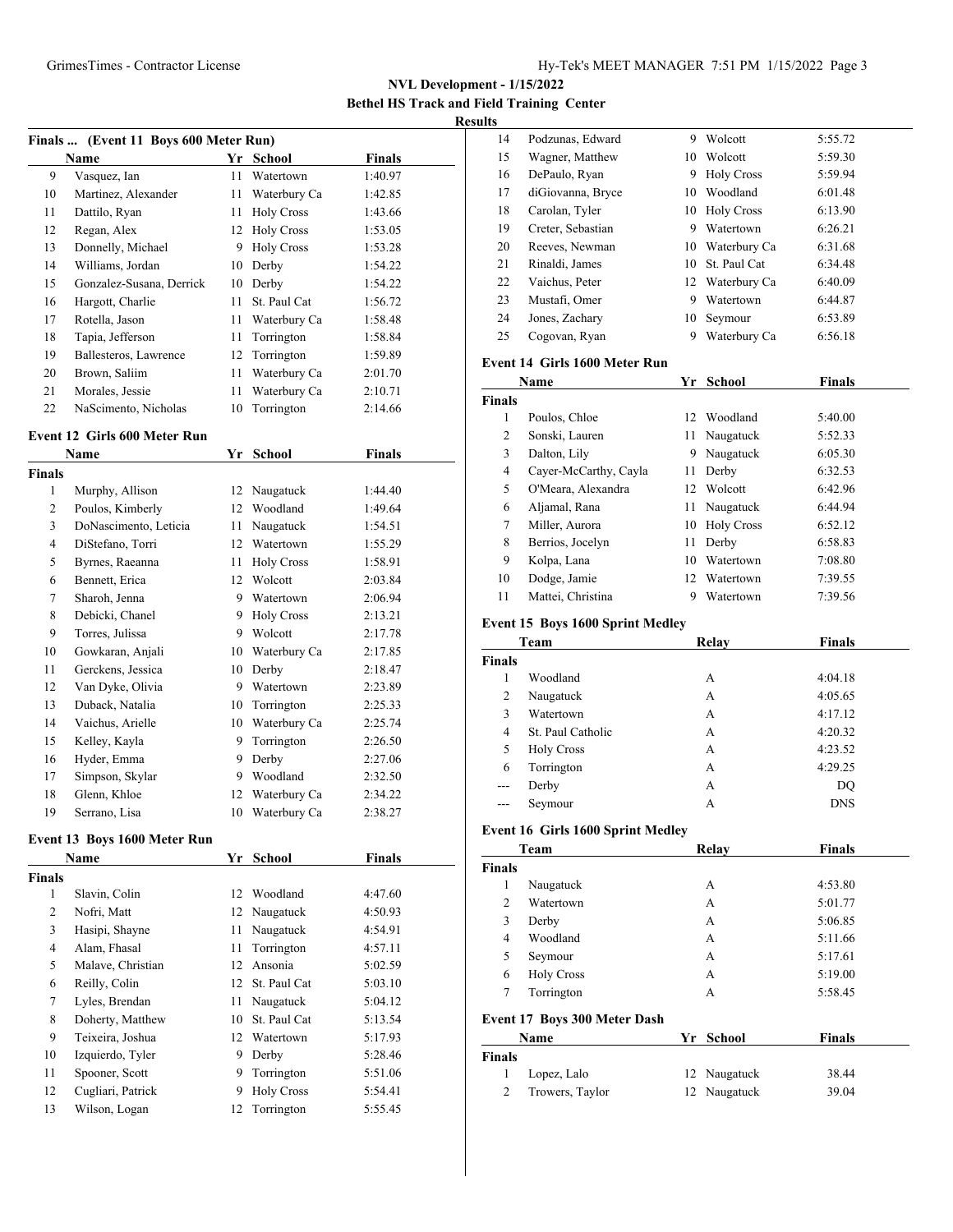**NVL Development - 1/15/2022**
**Bethel HS Track and Field Training Center**
**Results**

### Finals ... (Event 11 Boys 600 Meter Run)

| | Name | Yr | School | Finals |
|---|---|---|---|---|
| 9 | Vasquez, Ian | 11 | Watertown | 1:40.97 |
| 10 | Martinez, Alexander | 11 | Waterbury Ca | 1:42.85 |
| 11 | Dattilo, Ryan | 11 | Holy Cross | 1:43.66 |
| 12 | Regan, Alex | 12 | Holy Cross | 1:53.05 |
| 13 | Donnelly, Michael | 9 | Holy Cross | 1:53.28 |
| 14 | Williams, Jordan | 10 | Derby | 1:54.22 |
| 15 | Gonzalez-Susana, Derrick | 10 | Derby | 1:54.22 |
| 16 | Hargott, Charlie | 11 | St. Paul Cat | 1:56.72 |
| 17 | Rotella, Jason | 11 | Waterbury Ca | 1:58.48 |
| 18 | Tapia, Jefferson | 11 | Torrington | 1:58.84 |
| 19 | Ballesteros, Lawrence | 12 | Torrington | 1:59.89 |
| 20 | Brown, Saliim | 11 | Waterbury Ca | 2:01.70 |
| 21 | Morales, Jessie | 11 | Waterbury Ca | 2:10.71 |
| 22 | NaScimento, Nicholas | 10 | Torrington | 2:14.66 |

### Event 12 Girls 600 Meter Run

| | Name | Yr | School | Finals |
|---|---|---|---|---|
| **Finals** | | | | |
| 1 | Murphy, Allison | 12 | Naugatuck | 1:44.40 |
| 2 | Poulos, Kimberly | 12 | Woodland | 1:49.64 |
| 3 | DoNascimento, Leticia | 11 | Naugatuck | 1:54.51 |
| 4 | DiStefano, Torri | 12 | Watertown | 1:55.29 |
| 5 | Byrnes, Raeanna | 11 | Holy Cross | 1:58.91 |
| 6 | Bennett, Erica | 12 | Wolcott | 2:03.84 |
| 7 | Sharoh, Jenna | 9 | Watertown | 2:06.94 |
| 8 | Debicki, Chanel | 9 | Holy Cross | 2:13.21 |
| 9 | Torres, Julissa | 9 | Wolcott | 2:17.78 |
| 10 | Gowkaran, Anjali | 10 | Waterbury Ca | 2:17.85 |
| 11 | Gerckens, Jessica | 10 | Derby | 2:18.47 |
| 12 | Van Dyke, Olivia | 9 | Watertown | 2:23.89 |
| 13 | Duback, Natalia | 10 | Torrington | 2:25.33 |
| 14 | Vaichus, Arielle | 10 | Waterbury Ca | 2:25.74 |
| 15 | Kelley, Kayla | 9 | Torrington | 2:26.50 |
| 16 | Hyder, Emma | 9 | Derby | 2:27.06 |
| 17 | Simpson, Skylar | 9 | Woodland | 2:32.50 |
| 18 | Glenn, Khloe | 12 | Waterbury Ca | 2:34.22 |
| 19 | Serrano, Lisa | 10 | Waterbury Ca | 2:38.27 |

### Event 13 Boys 1600 Meter Run

| | Name | Yr | School | Finals |
|---|---|---|---|---|
| **Finals** | | | | |
| 1 | Slavin, Colin | 12 | Woodland | 4:47.60 |
| 2 | Nofri, Matt | 12 | Naugatuck | 4:50.93 |
| 3 | Hasipi, Shayne | 11 | Naugatuck | 4:54.91 |
| 4 | Alam, Fhasal | 11 | Torrington | 4:57.11 |
| 5 | Malave, Christian | 12 | Ansonia | 5:02.59 |
| 6 | Reilly, Colin | 12 | St. Paul Cat | 5:03.10 |
| 7 | Lyles, Brendan | 11 | Naugatuck | 5:04.12 |
| 8 | Doherty, Matthew | 10 | St. Paul Cat | 5:13.54 |
| 9 | Teixeira, Joshua | 12 | Watertown | 5:17.93 |
| 10 | Izquierdo, Tyler | 9 | Derby | 5:28.46 |
| 11 | Spooner, Scott | 9 | Torrington | 5:51.06 |
| 12 | Cugliari, Patrick | 9 | Holy Cross | 5:54.41 |
| 13 | Wilson, Logan | 12 | Torrington | 5:55.45 |
| 14 | Podzunas, Edward | 9 | Wolcott | 5:55.72 |
| 15 | Wagner, Matthew | 10 | Wolcott | 5:59.30 |
| 16 | DePaulo, Ryan | 9 | Holy Cross | 5:59.94 |
| 17 | diGiovanna, Bryce | 10 | Woodland | 6:01.48 |
| 18 | Carolan, Tyler | 10 | Holy Cross | 6:13.90 |
| 19 | Creter, Sebastian | 9 | Watertown | 6:26.21 |
| 20 | Reeves, Newman | 10 | Waterbury Ca | 6:31.68 |
| 21 | Rinaldi, James | 10 | St. Paul Cat | 6:34.48 |
| 22 | Vaichus, Peter | 12 | Waterbury Ca | 6:40.09 |
| 23 | Mustafi, Omer | 9 | Watertown | 6:44.87 |
| 24 | Jones, Zachary | 10 | Seymour | 6:53.89 |
| 25 | Cogovan, Ryan | 9 | Waterbury Ca | 6:56.18 |

### Event 14 Girls 1600 Meter Run

| | Name | Yr | School | Finals |
|---|---|---|---|---|
| **Finals** | | | | |
| 1 | Poulos, Chloe | 12 | Woodland | 5:40.00 |
| 2 | Sonski, Lauren | 11 | Naugatuck | 5:52.33 |
| 3 | Dalton, Lily | 9 | Naugatuck | 6:05.30 |
| 4 | Cayer-McCarthy, Cayla | 11 | Derby | 6:32.53 |
| 5 | O'Meara, Alexandra | 12 | Wolcott | 6:42.96 |
| 6 | Aljamal, Rana | 11 | Naugatuck | 6:44.94 |
| 7 | Miller, Aurora | 10 | Holy Cross | 6:52.12 |
| 8 | Berrios, Jocelyn | 11 | Derby | 6:58.83 |
| 9 | Kolpa, Lana | 10 | Watertown | 7:08.80 |
| 10 | Dodge, Jamie | 12 | Watertown | 7:39.55 |
| 11 | Mattei, Christina | 9 | Watertown | 7:39.56 |

### Event 15 Boys 1600 Sprint Medley

| | Team | Relay | Finals |
|---|---|---|---|
| **Finals** | | | |
| 1 | Woodland | A | 4:04.18 |
| 2 | Naugatuck | A | 4:05.65 |
| 3 | Watertown | A | 4:17.12 |
| 4 | St. Paul Catholic | A | 4:20.32 |
| 5 | Holy Cross | A | 4:23.52 |
| 6 | Torrington | A | 4:29.25 |
| --- | Derby | A | DQ |
| --- | Seymour | A | DNS |

### Event 16 Girls 1600 Sprint Medley

| | Team | Relay | Finals |
|---|---|---|---|
| **Finals** | | | |
| 1 | Naugatuck | A | 4:53.80 |
| 2 | Watertown | A | 5:01.77 |
| 3 | Derby | A | 5:06.85 |
| 4 | Woodland | A | 5:11.66 |
| 5 | Seymour | A | 5:17.61 |
| 6 | Holy Cross | A | 5:19.00 |
| 7 | Torrington | A | 5:58.45 |

### Event 17 Boys 300 Meter Dash

| | Name | Yr | School | Finals |
|---|---|---|---|---|
| **Finals** | | | | |
| 1 | Lopez, Lalo | 12 | Naugatuck | 38.44 |
| 2 | Trowers, Taylor | 12 | Naugatuck | 39.04 |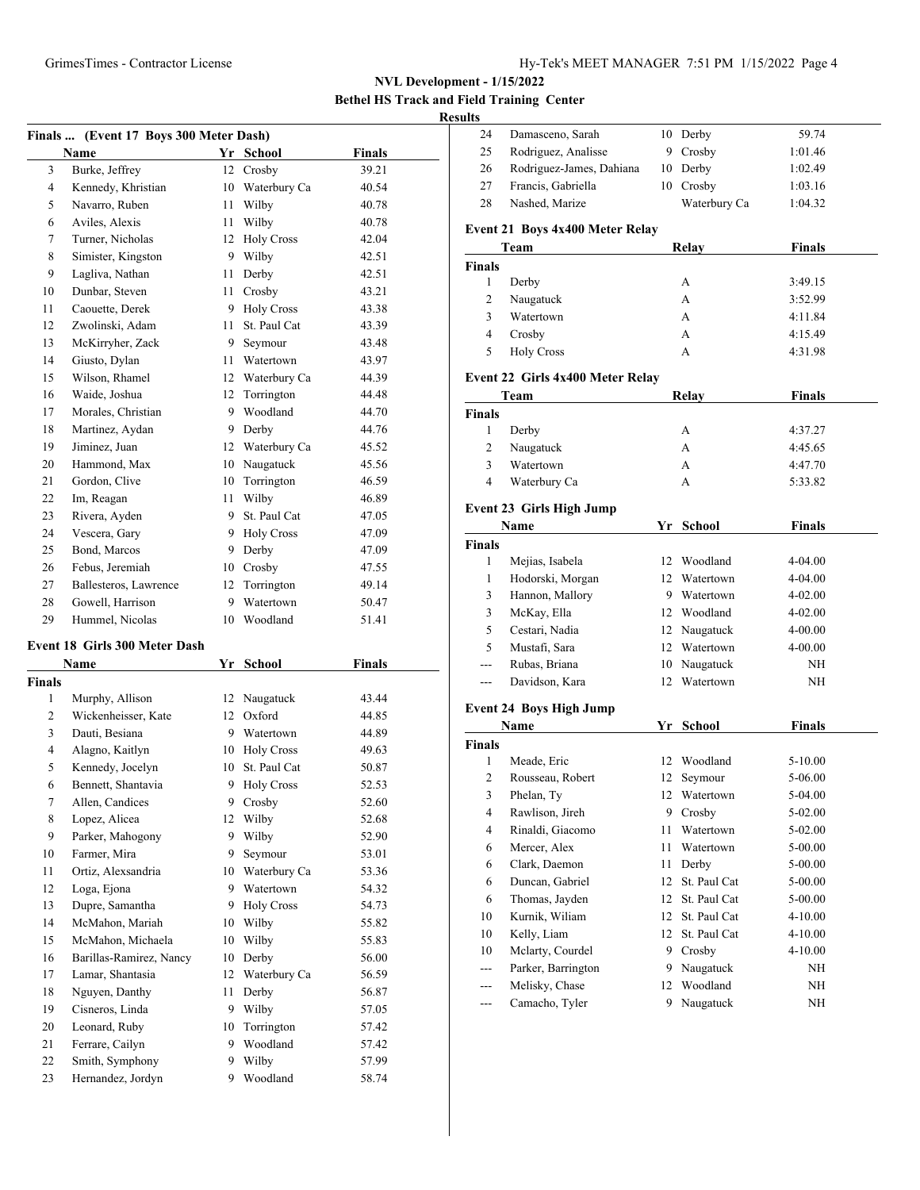**NVL Development - 1/15/2022**
**Bethel HS Track and Field Training Center**
**Results**

### Finals ... (Event 17 Boys 300 Meter Dash)

| | Name | Yr | School | Finals |
|---|---|---|---|---|
| 3 | Burke, Jeffrey | 12 | Crosby | 39.21 |
| 4 | Kennedy, Khristian | 10 | Waterbury Ca | 40.54 |
| 5 | Navarro, Ruben | 11 | Wilby | 40.78 |
| 6 | Aviles, Alexis | 11 | Wilby | 40.78 |
| 7 | Turner, Nicholas | 12 | Holy Cross | 42.04 |
| 8 | Simister, Kingston | 9 | Wilby | 42.51 |
| 9 | Lagliva, Nathan | 11 | Derby | 42.51 |
| 10 | Dunbar, Steven | 11 | Crosby | 43.21 |
| 11 | Caouette, Derek | 9 | Holy Cross | 43.38 |
| 12 | Zwolinski, Adam | 11 | St. Paul Cat | 43.39 |
| 13 | McKirryher, Zack | 9 | Seymour | 43.48 |
| 14 | Giusto, Dylan | 11 | Watertown | 43.97 |
| 15 | Wilson, Rhamel | 12 | Waterbury Ca | 44.39 |
| 16 | Waide, Joshua | 12 | Torrington | 44.48 |
| 17 | Morales, Christian | 9 | Woodland | 44.70 |
| 18 | Martinez, Aydan | 9 | Derby | 44.76 |
| 19 | Jiminez, Juan | 12 | Waterbury Ca | 45.52 |
| 20 | Hammond, Max | 10 | Naugatuck | 45.56 |
| 21 | Gordon, Clive | 10 | Torrington | 46.59 |
| 22 | Im, Reagan | 11 | Wilby | 46.89 |
| 23 | Rivera, Ayden | 9 | St. Paul Cat | 47.05 |
| 24 | Vescera, Gary | 9 | Holy Cross | 47.09 |
| 25 | Bond, Marcos | 9 | Derby | 47.09 |
| 26 | Febus, Jeremiah | 10 | Crosby | 47.55 |
| 27 | Ballesteros, Lawrence | 12 | Torrington | 49.14 |
| 28 | Gowell, Harrison | 9 | Watertown | 50.47 |
| 29 | Hummel, Nicolas | 10 | Woodland | 51.41 |

### Event 18 Girls 300 Meter Dash

| | Name | Yr | School | Finals |
|---|---|---|---|---|
| **Finals** | | | | |
| 1 | Murphy, Allison | 12 | Naugatuck | 43.44 |
| 2 | Wickenheisser, Kate | 12 | Oxford | 44.85 |
| 3 | Dauti, Besiana | 9 | Watertown | 44.89 |
| 4 | Alagno, Kaitlyn | 10 | Holy Cross | 49.63 |
| 5 | Kennedy, Jocelyn | 10 | St. Paul Cat | 50.87 |
| 6 | Bennett, Shantavia | 9 | Holy Cross | 52.53 |
| 7 | Allen, Candices | 9 | Crosby | 52.60 |
| 8 | Lopez, Alicea | 12 | Wilby | 52.68 |
| 9 | Parker, Mahogony | 9 | Wilby | 52.90 |
| 10 | Farmer, Mira | 9 | Seymour | 53.01 |
| 11 | Ortiz, Alexsandria | 10 | Waterbury Ca | 53.36 |
| 12 | Loga, Ejona | 9 | Watertown | 54.32 |
| 13 | Dupre, Samantha | 9 | Holy Cross | 54.73 |
| 14 | McMahon, Mariah | 10 | Wilby | 55.82 |
| 15 | McMahon, Michaela | 10 | Wilby | 55.83 |
| 16 | Barillas-Ramirez, Nancy | 10 | Derby | 56.00 |
| 17 | Lamar, Shantasia | 12 | Waterbury Ca | 56.59 |
| 18 | Nguyen, Danthy | 11 | Derby | 56.87 |
| 19 | Cisneros, Linda | 9 | Wilby | 57.05 |
| 20 | Leonard, Ruby | 10 | Torrington | 57.42 |
| 21 | Ferrare, Cailyn | 9 | Woodland | 57.42 |
| 22 | Smith, Symphony | 9 | Wilby | 57.99 |
| 23 | Hernandez, Jordyn | 9 | Woodland | 58.74 |
| 24 | Damasceno, Sarah | 10 | Derby | 59.74 |
| 25 | Rodriguez, Analisse | 9 | Crosby | 1:01.46 |
| 26 | Rodriguez-James, Dahiana | 10 | Derby | 1:02.49 |
| 27 | Francis, Gabriella | 10 | Crosby | 1:03.16 |
| 28 | Nashed, Marize | | Waterbury Ca | 1:04.32 |

### Event 21 Boys 4x400 Meter Relay

| | Team | Relay | Finals |
|---|---|---|---|
| **Finals** | | | |
| 1 | Derby | A | 3:49.15 |
| 2 | Naugatuck | A | 3:52.99 |
| 3 | Watertown | A | 4:11.84 |
| 4 | Crosby | A | 4:15.49 |
| 5 | Holy Cross | A | 4:31.98 |

### Event 22 Girls 4x400 Meter Relay

| | Team | Relay | Finals |
|---|---|---|---|
| **Finals** | | | |
| 1 | Derby | A | 4:37.27 |
| 2 | Naugatuck | A | 4:45.65 |
| 3 | Watertown | A | 4:47.70 |
| 4 | Waterbury Ca | A | 5:33.82 |

### Event 23 Girls High Jump

| | Name | Yr | School | Finals |
|---|---|---|---|---|
| **Finals** | | | | |
| 1 | Mejias, Isabela | 12 | Woodland | 4-04.00 |
| 1 | Hodorski, Morgan | 12 | Watertown | 4-04.00 |
| 3 | Hannon, Mallory | 9 | Watertown | 4-02.00 |
| 3 | McKay, Ella | 12 | Woodland | 4-02.00 |
| 5 | Cestari, Nadia | 12 | Naugatuck | 4-00.00 |
| 5 | Mustafi, Sara | 12 | Watertown | 4-00.00 |
| --- | Rubas, Briana | 10 | Naugatuck | NH |
| --- | Davidson, Kara | 12 | Watertown | NH |

### Event 24 Boys High Jump

| | Name | Yr | School | Finals |
|---|---|---|---|---|
| **Finals** | | | | |
| 1 | Meade, Eric | 12 | Woodland | 5-10.00 |
| 2 | Rousseau, Robert | 12 | Seymour | 5-06.00 |
| 3 | Phelan, Ty | 12 | Watertown | 5-04.00 |
| 4 | Rawlison, Jireh | 9 | Crosby | 5-02.00 |
| 4 | Rinaldi, Giacomo | 11 | Watertown | 5-02.00 |
| 6 | Mercer, Alex | 11 | Watertown | 5-00.00 |
| 6 | Clark, Daemon | 11 | Derby | 5-00.00 |
| 6 | Duncan, Gabriel | 12 | St. Paul Cat | 5-00.00 |
| 6 | Thomas, Jayden | 12 | St. Paul Cat | 5-00.00 |
| 10 | Kurnik, Wiliam | 12 | St. Paul Cat | 4-10.00 |
| 10 | Kelly, Liam | 12 | St. Paul Cat | 4-10.00 |
| 10 | Mclarty, Courdel | 9 | Crosby | 4-10.00 |
| --- | Parker, Barrington | 9 | Naugatuck | NH |
| --- | Melisky, Chase | 12 | Woodland | NH |
| --- | Camacho, Tyler | 9 | Naugatuck | NH |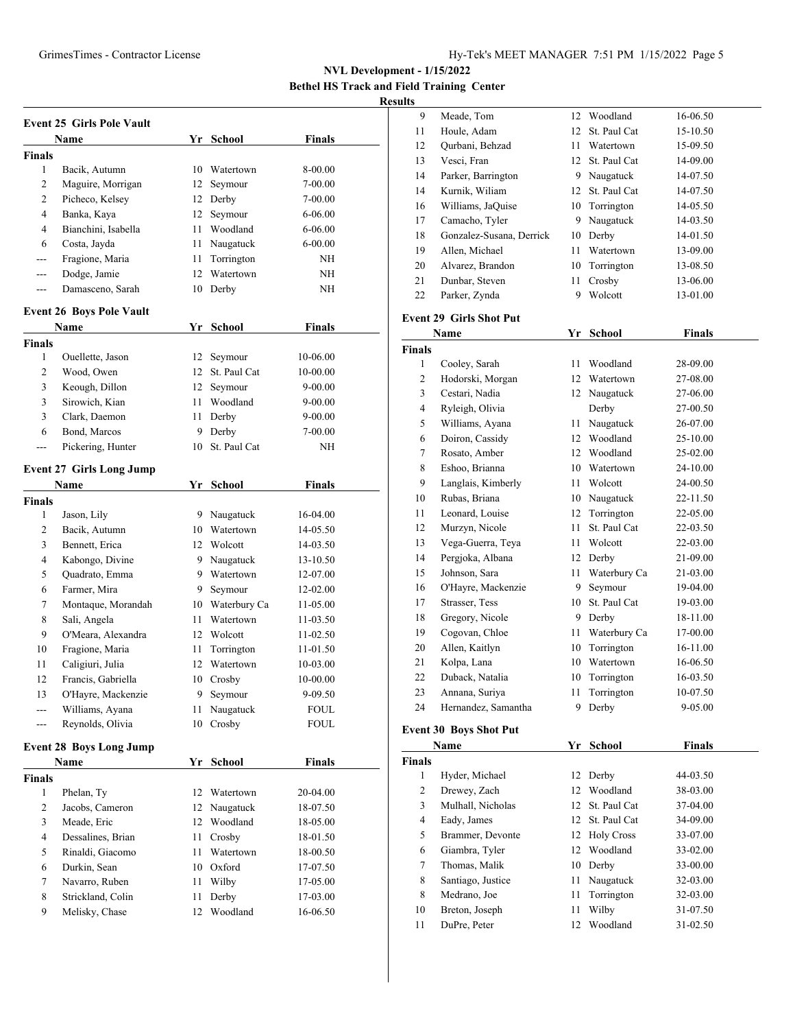## NVL Development - 1/15/2022

### Bethel HS Track and Field Training Center

### Results

#### Event 25 Girls Pole Vault

| | Name | Yr | School | Finals |
|---|---|---|---|---|
| **Finals** | | | | |
| 1 | Bacik, Autumn | 10 | Watertown | 8-00.00 |
| 2 | Maguire, Morrigan | 12 | Seymour | 7-00.00 |
| 2 | Picheco, Kelsey | 12 | Derby | 7-00.00 |
| 4 | Banka, Kaya | 12 | Seymour | 6-06.00 |
| 4 | Bianchini, Isabella | 11 | Woodland | 6-06.00 |
| 6 | Costa, Jayda | 11 | Naugatuck | 6-00.00 |
| --- | Fragione, Maria | 11 | Torrington | NH |
| --- | Dodge, Jamie | 12 | Watertown | NH |
| --- | Damasceno, Sarah | 10 | Derby | NH |

#### Event 26 Boys Pole Vault

| | Name | Yr | School | Finals |
|---|---|---|---|---|
| **Finals** | | | | |
| 1 | Ouellette, Jason | 12 | Seymour | 10-06.00 |
| 2 | Wood, Owen | 12 | St. Paul Cat | 10-00.00 |
| 3 | Keough, Dillon | 12 | Seymour | 9-00.00 |
| 3 | Sirowich, Kian | 11 | Woodland | 9-00.00 |
| 3 | Clark, Daemon | 11 | Derby | 9-00.00 |
| 6 | Bond, Marcos | 9 | Derby | 7-00.00 |
| --- | Pickering, Hunter | 10 | St. Paul Cat | NH |

#### Event 27 Girls Long Jump

| | Name | Yr | School | Finals |
|---|---|---|---|---|
| **Finals** | | | | |
| 1 | Jason, Lily | 9 | Naugatuck | 16-04.00 |
| 2 | Bacik, Autumn | 10 | Watertown | 14-05.50 |
| 3 | Bennett, Erica | 12 | Wolcott | 14-03.50 |
| 4 | Kabongo, Divine | 9 | Naugatuck | 13-10.50 |
| 5 | Quadrato, Emma | 9 | Watertown | 12-07.00 |
| 6 | Farmer, Mira | 9 | Seymour | 12-02.00 |
| 7 | Montaque, Morandah | 10 | Waterbury Ca | 11-05.00 |
| 8 | Sali, Angela | 11 | Watertown | 11-03.50 |
| 9 | O'Meara, Alexandra | 12 | Wolcott | 11-02.50 |
| 10 | Fragione, Maria | 11 | Torrington | 11-01.50 |
| 11 | Caligiuri, Julia | 12 | Watertown | 10-03.00 |
| 12 | Francis, Gabriella | 10 | Crosby | 10-00.00 |
| 13 | O'Hayre, Mackenzie | 9 | Seymour | 9-09.50 |
| --- | Williams, Ayana | 11 | Naugatuck | FOUL |
| --- | Reynolds, Olivia | 10 | Crosby | FOUL |

#### Event 28 Boys Long Jump

| | Name | Yr | School | Finals |
|---|---|---|---|---|
| **Finals** | | | | |
| 1 | Phelan, Ty | 12 | Watertown | 20-04.00 |
| 2 | Jacobs, Cameron | 12 | Naugatuck | 18-07.50 |
| 3 | Meade, Eric | 12 | Woodland | 18-05.00 |
| 4 | Dessalines, Brian | 11 | Crosby | 18-01.50 |
| 5 | Rinaldi, Giacomo | 11 | Watertown | 18-00.50 |
| 6 | Durkin, Sean | 10 | Oxford | 17-07.50 |
| 7 | Navarro, Ruben | 11 | Wilby | 17-05.00 |
| 8 | Strickland, Colin | 11 | Derby | 17-03.00 |
| 9 | Melisky, Chase | 12 | Woodland | 16-06.50 |
| 9 | Meade, Tom | 12 | Woodland | 16-06.50 |
| 11 | Houle, Adam | 12 | St. Paul Cat | 15-10.50 |
| 12 | Qurbani, Behzad | 11 | Watertown | 15-09.50 |
| 13 | Vesci, Fran | 12 | St. Paul Cat | 14-09.00 |
| 14 | Parker, Barrington | 9 | Naugatuck | 14-07.50 |
| 14 | Kurnik, Wiliam | 12 | St. Paul Cat | 14-07.50 |
| 16 | Williams, JaQuise | 10 | Torrington | 14-05.50 |
| 17 | Camacho, Tyler | 9 | Naugatuck | 14-03.50 |
| 18 | Gonzalez-Susana, Derrick | 10 | Derby | 14-01.50 |
| 19 | Allen, Michael | 11 | Watertown | 13-09.00 |
| 20 | Alvarez, Brandon | 10 | Torrington | 13-08.50 |
| 21 | Dunbar, Steven | 11 | Crosby | 13-06.00 |
| 22 | Parker, Zynda | 9 | Wolcott | 13-01.00 |

#### Event 29 Girls Shot Put

| | Name | Yr | School | Finals |
|---|---|---|---|---|
| **Finals** | | | | |
| 1 | Cooley, Sarah | 11 | Woodland | 28-09.00 |
| 2 | Hodorski, Morgan | 12 | Watertown | 27-08.00 |
| 3 | Cestari, Nadia | 12 | Naugatuck | 27-06.00 |
| 4 | Ryleigh, Olivia | | Derby | 27-00.50 |
| 5 | Williams, Ayana | 11 | Naugatuck | 26-07.00 |
| 6 | Doiron, Cassidy | 12 | Woodland | 25-10.00 |
| 7 | Rosato, Amber | 12 | Woodland | 25-02.00 |
| 8 | Eshoo, Brianna | 10 | Watertown | 24-10.00 |
| 9 | Langlais, Kimberly | 11 | Wolcott | 24-00.50 |
| 10 | Rubas, Briana | 10 | Naugatuck | 22-11.50 |
| 11 | Leonard, Louise | 12 | Torrington | 22-05.00 |
| 12 | Murzyn, Nicole | 11 | St. Paul Cat | 22-03.50 |
| 13 | Vega-Guerra, Teya | 11 | Wolcott | 22-03.00 |
| 14 | Pergjoka, Albana | 12 | Derby | 21-09.00 |
| 15 | Johnson, Sara | 11 | Waterbury Ca | 21-03.00 |
| 16 | O'Hayre, Mackenzie | 9 | Seymour | 19-04.00 |
| 17 | Strasser, Tess | 10 | St. Paul Cat | 19-03.00 |
| 18 | Gregory, Nicole | 9 | Derby | 18-11.00 |
| 19 | Cogovan, Chloe | 11 | Waterbury Ca | 17-00.00 |
| 20 | Allen, Kaitlyn | 10 | Torrington | 16-11.00 |
| 21 | Kolpa, Lana | 10 | Watertown | 16-06.50 |
| 22 | Duback, Natalia | 10 | Torrington | 16-03.50 |
| 23 | Annana, Suriya | 11 | Torrington | 10-07.50 |
| 24 | Hernandez, Samantha | 9 | Derby | 9-05.00 |

#### Event 30 Boys Shot Put

| | Name | Yr | School | Finals |
|---|---|---|---|---|
| **Finals** | | | | |
| 1 | Hyder, Michael | 12 | Derby | 44-03.50 |
| 2 | Drewey, Zach | 12 | Woodland | 38-03.00 |
| 3 | Mulhall, Nicholas | 12 | St. Paul Cat | 37-04.00 |
| 4 | Eady, James | 12 | St. Paul Cat | 34-09.00 |
| 5 | Brammer, Devonte | 12 | Holy Cross | 33-07.00 |
| 6 | Giambra, Tyler | 12 | Woodland | 33-02.00 |
| 7 | Thomas, Malik | 10 | Derby | 33-00.00 |
| 8 | Santiago, Justice | 11 | Naugatuck | 32-03.00 |
| 8 | Medrano, Joe | 11 | Torrington | 32-03.00 |
| 10 | Breton, Joseph | 11 | Wilby | 31-07.50 |
| 11 | DuPre, Peter | 12 | Woodland | 31-02.50 |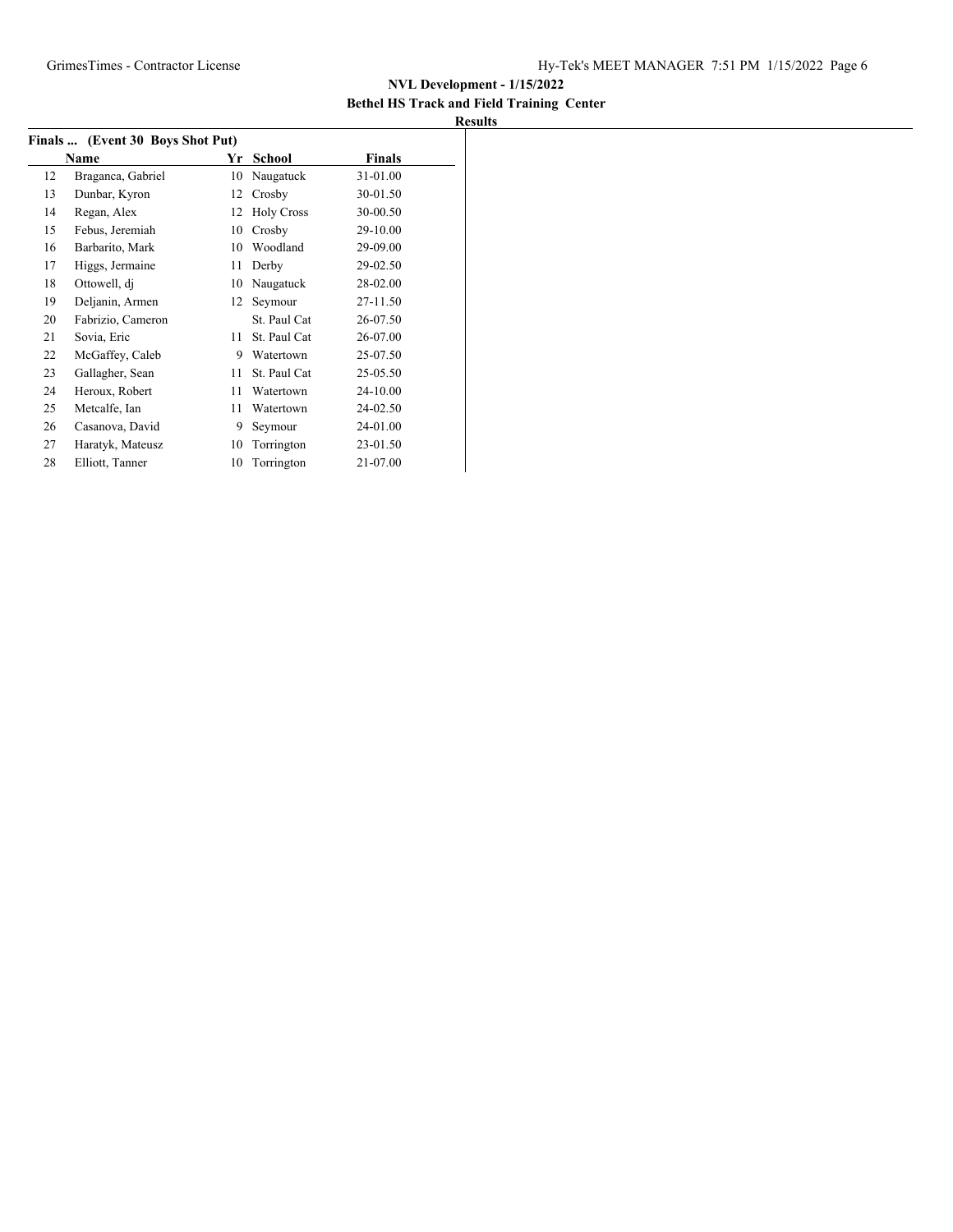## NVL Development - 1/15/2022

**Bethel HS Track and Field Training Center**

**Results**

**Finals ... (Event 30 Boys Shot Put)**

| | Name | Yr | School | Finals |
|---|---|---|---|---|
| 12 | Braganca, Gabriel | 10 | Naugatuck | 31-01.00 |
| 13 | Dunbar, Kyron | 12 | Crosby | 30-01.50 |
| 14 | Regan, Alex | 12 | Holy Cross | 30-00.50 |
| 15 | Febus, Jeremiah | 10 | Crosby | 29-10.00 |
| 16 | Barbarito, Mark | 10 | Woodland | 29-09.00 |
| 17 | Higgs, Jermaine | 11 | Derby | 29-02.50 |
| 18 | Ottowell, dj | 10 | Naugatuck | 28-02.00 |
| 19 | Deljanin, Armen | 12 | Seymour | 27-11.50 |
| 20 | Fabrizio, Cameron | | St. Paul Cat | 26-07.50 |
| 21 | Sovia, Eric | 11 | St. Paul Cat | 26-07.00 |
| 22 | McGaffey, Caleb | 9 | Watertown | 25-07.50 |
| 23 | Gallagher, Sean | 11 | St. Paul Cat | 25-05.50 |
| 24 | Heroux, Robert | 11 | Watertown | 24-10.00 |
| 25 | Metcalfe, Ian | 11 | Watertown | 24-02.50 |
| 26 | Casanova, David | 9 | Seymour | 24-01.00 |
| 27 | Haratyk, Mateusz | 10 | Torrington | 23-01.50 |
| 28 | Elliott, Tanner | 10 | Torrington | 21-07.00 |